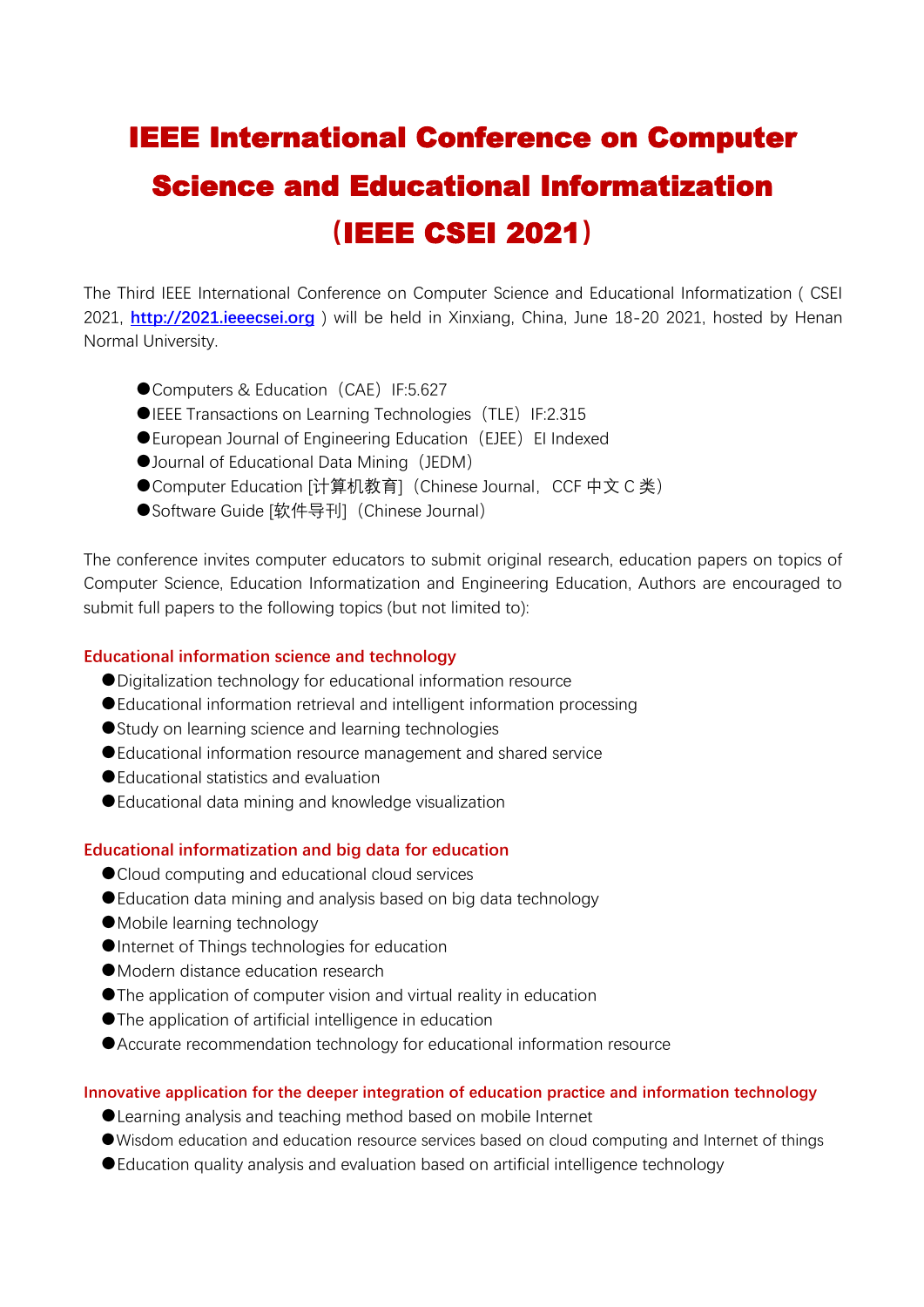# IEEE International Conference on Computer Science and Educational Informatization (IEEE CSEI 2021)

The Third IEEE International Conference on Computer Science and Educational Informatization ( CSEI 2021, [http://2021.ieeecsei.org](http://2021.ieeecsei.org) ) will be held in Xinxiang, China, June 18-20 2021, hosted by Henan Normal University.

- ●Computers & Education（CAE）IF:5.627
- ●IEEE Transactions on Learning Technologies（TLE）IF:2.315
- ●European Journal of Engineering Education（EJEE）EI Indexed
- ●Journal of Educational Data Mining（JEDM）
- ●Computer Education [计算机教育]（Chinese Journal，CCF 中文 C 类）
- ●Software Guide [软件导刊]（Chinese Journal）

The conference invites computer educators to submit original research, education papers on topics of Computer Science, Education Informatization and Engineering Education, Authors are encouraged to submit full papers to the following topics (but not limited to):

### Educational information science and technology

- ●Digitalization technology for educational information resource
- ●Educational information retrieval and intelligent information processing
- ●Study on learning science and learning technologies
- ●Educational information resource management and shared service
- ●Educational statistics and evaluation
- ●Educational data mining and knowledge visualization

### Educational informatization and big data for education

- ●Cloud computing and educational cloud services
- ●Education data mining and analysis based on big data technology
- ●Mobile learning technology
- ●Internet of Things technologies for education
- ●Modern distance education research
- ●The application of computer vision and virtual reality in education
- ●The application of artificial intelligence in education
- ●Accurate recommendation technology for educational information resource

### Innovative application for the deeper integration of education practice and information technology

- ●Learning analysis and teaching method based on mobile Internet
- ●Wisdom education and education resource services based on cloud computing and Internet of things
- ●Education quality analysis and evaluation based on artificial intelligence technology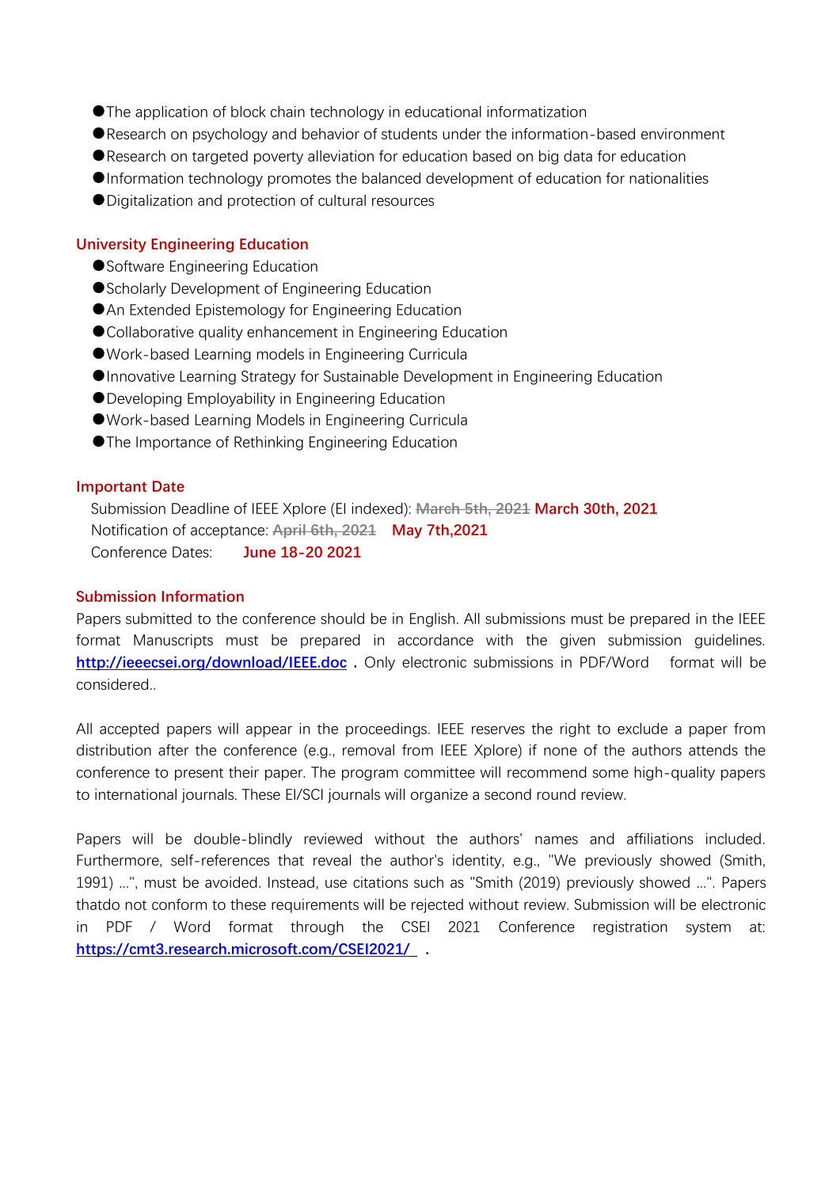- The application of block chain technology in educational informatization
- Research on psychology and behavior of students under the information-based environment
- Research on targeted poverty alleviation for education based on big data for education
- Information technology promotes the balanced development of education for nationalities
- Digitalization and protection of cultural resources

## University Engineering Education

- Software Engineering Education
- Scholarly Development of Engineering Education
- An Extended Epistemology for Engineering Education
- Collaborative quality enhancement in Engineering Education
- Work-based Learning models in Engineering Curricula
- Innovative Learning Strategy for Sustainable Development in Engineering Education
- Developing Employability in Engineering Education
- Work-based Learning Models in Engineering Curricula
- The Importance of Rethinking Engineering Education

## Important Date

Submission Deadline of IEEE Xplore (EI indexed): ~~March 5th, 2021~~ **March 30th, 2021**

Notification of acceptance: ~~April 6th, 2021~~ **May 7th,2021**

Conference Dates: **June 18-20 2021**

## Submission Information

Papers submitted to the conference should be in English. All submissions must be prepared in the IEEE format Manuscripts must be prepared in accordance with the given submission guidelines. **http://ieeecsei.org/download/IEEE.doc** . Only electronic submissions in PDF/Word format will be considered..

All accepted papers will appear in the proceedings. IEEE reserves the right to exclude a paper from distribution after the conference (e.g., removal from IEEE Xplore) if none of the authors attends the conference to present their paper. The program committee will recommend some high-quality papers to international journals. These EI/SCI journals will organize a second round review.

Papers will be double-blindly reviewed without the authors' names and affiliations included. Furthermore, self-references that reveal the author's identity, e.g., "We previously showed (Smith, 1991) ...", must be avoided. Instead, use citations such as "Smith (2019) previously showed ...". Papers thatdo not conform to these requirements will be rejected without review. Submission will be electronic in PDF / Word format through the CSEI 2021 Conference registration system at: **https://cmt3.research.microsoft.com/CSEI2021/** .